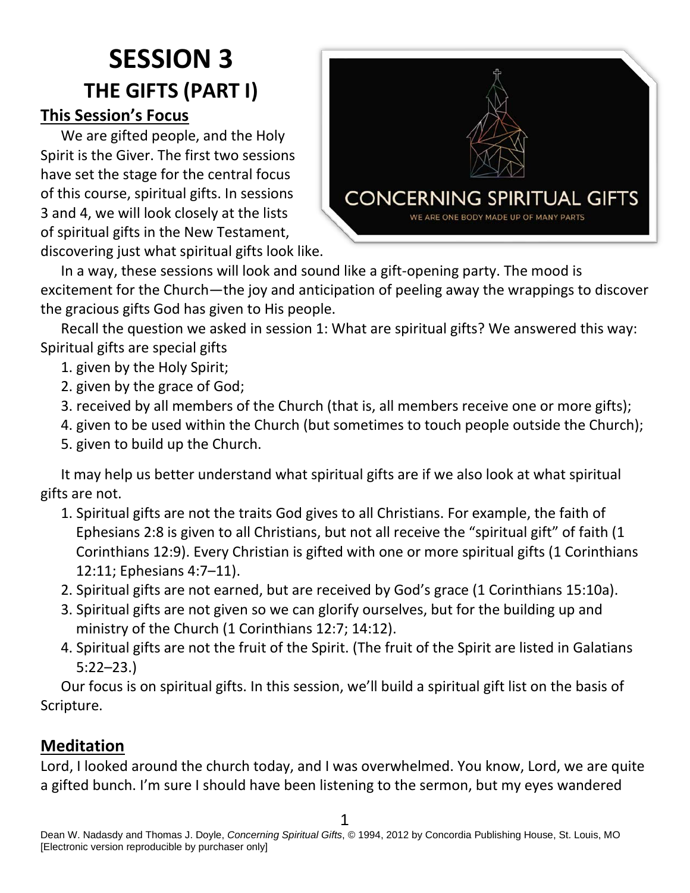# SESSION 3

## THE GIFTS (PART I)

### This Session's Focus

We are gifted people, and the Holy Spirit is the Giver. The first two sessions have set the stage for the central focus of this course, spiritual gifts. In sessions 3 and 4, we will look closely at the lists of spiritual gifts in the New Testament, discovering just what spiritual gifts look like.

In a way, these sessions will look and sound like a gift-opening party. The mood is excitement for the Church—the joy and anticipation of peeling away the wrappings to discover the gracious gifts God has given to His people.

Recall the question we asked in session 1: What are spiritual gifts? We answered this way: Spiritual gifts are special gifts

1. given by the Holy Spirit;
2. given by the grace of God;
3. received by all members of the Church (that is, all members receive one or more gifts);
4. given to be used within the Church (but sometimes to touch people outside the Church);
5. given to build up the Church.

It may help us better understand what spiritual gifts are if we also look at what spiritual gifts are not.

1. Spiritual gifts are not the traits God gives to all Christians. For example, the faith of Ephesians 2:8 is given to all Christians, but not all receive the "spiritual gift" of faith (1 Corinthians 12:9). Every Christian is gifted with one or more spiritual gifts (1 Corinthians 12:11; Ephesians 4:7–11).
2. Spiritual gifts are not earned, but are received by God's grace (1 Corinthians 15:10a).
3. Spiritual gifts are not given so we can glorify ourselves, but for the building up and ministry of the Church (1 Corinthians 12:7; 14:12).
4. Spiritual gifts are not the fruit of the Spirit. (The fruit of the Spirit are listed in Galatians 5:22–23.)

Our focus is on spiritual gifts. In this session, we'll build a spiritual gift list on the basis of Scripture.

### Meditation

Lord, I looked around the church today, and I was overwhelmed. You know, Lord, we are quite a gifted bunch. I'm sure I should have been listening to the sermon, but my eyes wandered

Dean W. Nadasdy and Thomas J. Doyle, *Concerning Spiritual Gifts*, © 1994, 2012 by Concordia Publishing House, St. Louis, MO [Electronic version reproducible by purchaser only]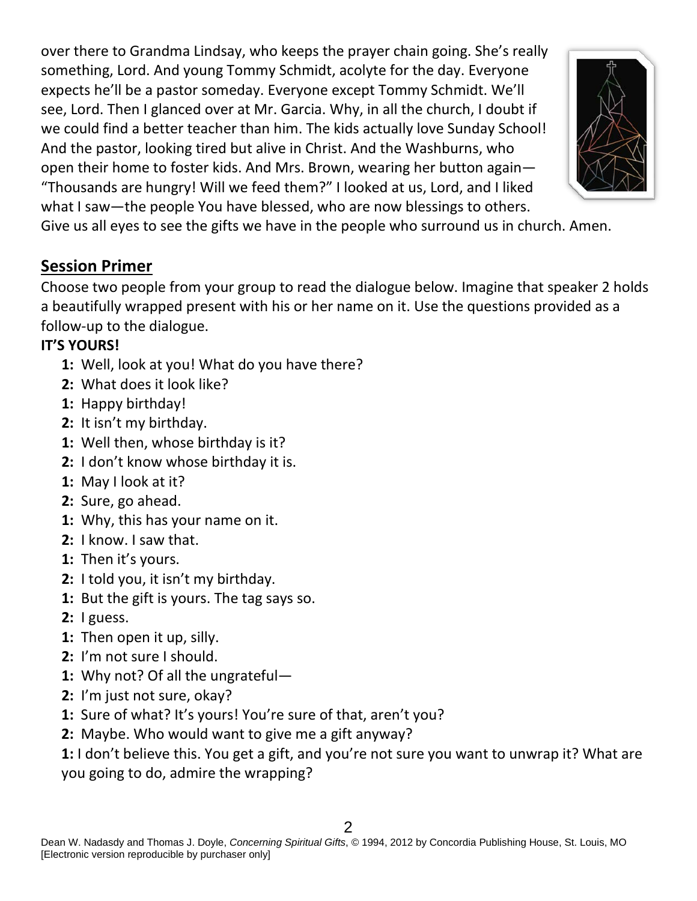over there to Grandma Lindsay, who keeps the prayer chain going. She's really something, Lord. And young Tommy Schmidt, acolyte for the day. Everyone expects he'll be a pastor someday. Everyone except Tommy Schmidt. We'll see, Lord. Then I glanced over at Mr. Garcia. Why, in all the church, I doubt if we could find a better teacher than him. The kids actually love Sunday School! And the pastor, looking tired but alive in Christ. And the Washburns, who open their home to foster kids. And Mrs. Brown, wearing her button again—"Thousands are hungry! Will we feed them?" I looked at us, Lord, and I liked what I saw—the people You have blessed, who are now blessings to others. Give us all eyes to see the gifts we have in the people who surround us in church. Amen.

## Session Primer

Choose two people from your group to read the dialogue below. Imagine that speaker 2 holds a beautifully wrapped present with his or her name on it. Use the questions provided as a follow-up to the dialogue.

**IT'S YOURS!**

**1:** Well, look at you! What do you have there?
**2:** What does it look like?
**1:** Happy birthday!
**2:** It isn't my birthday.
**1:** Well then, whose birthday is it?
**2:** I don't know whose birthday it is.
**1:** May I look at it?
**2:** Sure, go ahead.
**1:** Why, this has your name on it.
**2:** I know. I saw that.
**1:** Then it's yours.
**2:** I told you, it isn't my birthday.
**1:** But the gift is yours. The tag says so.
**2:** I guess.
**1:** Then open it up, silly.
**2:** I'm not sure I should.
**1:** Why not? Of all the ungrateful—
**2:** I'm just not sure, okay?
**1:** Sure of what? It's yours! You're sure of that, aren't you?
**2:** Maybe. Who would want to give me a gift anyway?
**1:** I don't believe this. You get a gift, and you're not sure you want to unwrap it? What are you going to do, admire the wrapping?

Dean W. Nadasdy and Thomas J. Doyle, *Concerning Spiritual Gifts*, © 1994, 2012 by Concordia Publishing House, St. Louis, MO [Electronic version reproducible by purchaser only]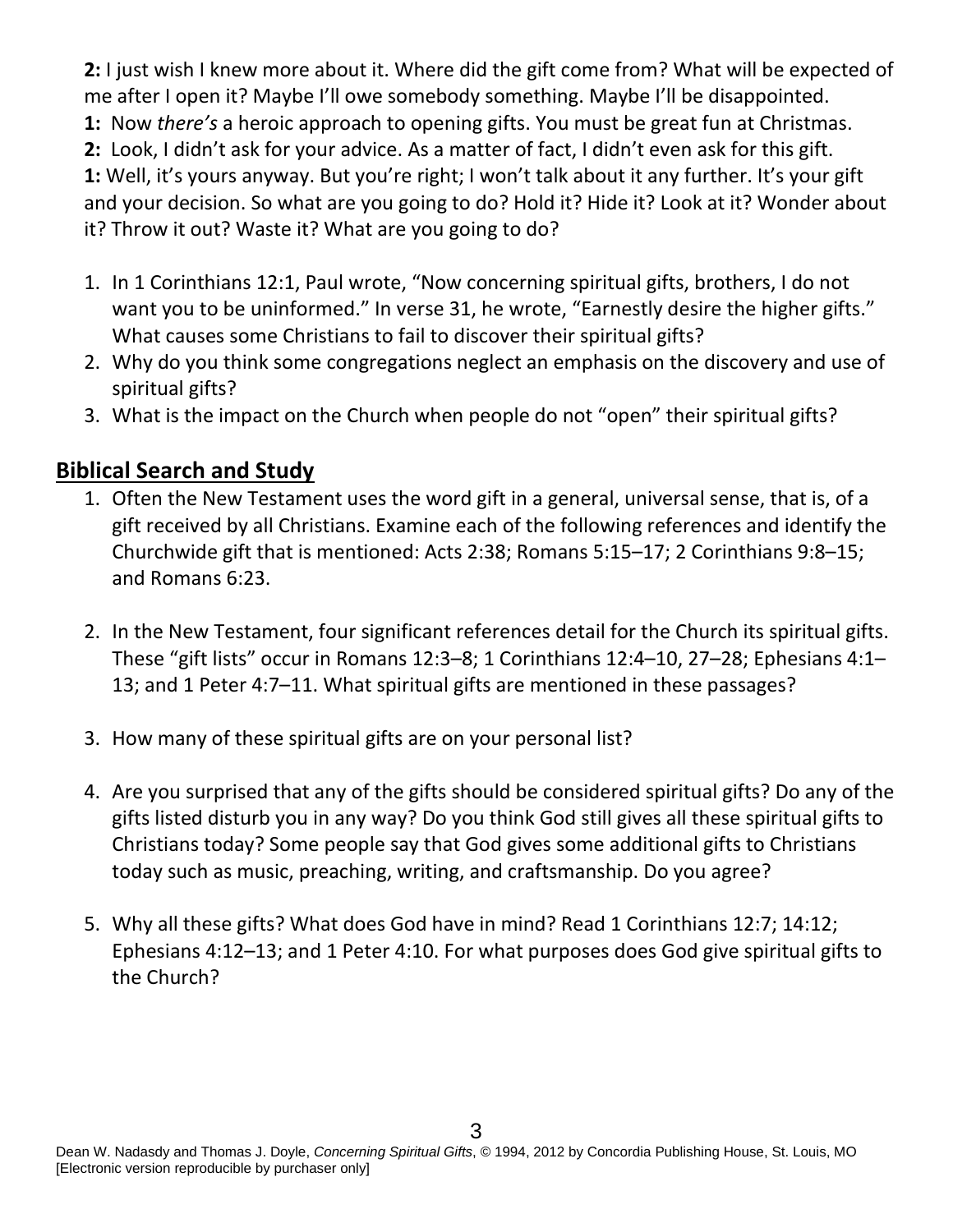**2:** I just wish I knew more about it. Where did the gift come from? What will be expected of me after I open it? Maybe I'll owe somebody something. Maybe I'll be disappointed.

**1:** Now *there's* a heroic approach to opening gifts. You must be great fun at Christmas.

**2:** Look, I didn't ask for your advice. As a matter of fact, I didn't even ask for this gift.

**1:** Well, it's yours anyway. But you're right; I won't talk about it any further. It's your gift and your decision. So what are you going to do? Hold it? Hide it? Look at it? Wonder about it? Throw it out? Waste it? What are you going to do?

1. In 1 Corinthians 12:1, Paul wrote, "Now concerning spiritual gifts, brothers, I do not want you to be uninformed." In verse 31, he wrote, "Earnestly desire the higher gifts." What causes some Christians to fail to discover their spiritual gifts?
2. Why do you think some congregations neglect an emphasis on the discovery and use of spiritual gifts?
3. What is the impact on the Church when people do not "open" their spiritual gifts?

## Biblical Search and Study

1. Often the New Testament uses the word gift in a general, universal sense, that is, of a gift received by all Christians. Examine each of the following references and identify the Churchwide gift that is mentioned: Acts 2:38; Romans 5:15–17; 2 Corinthians 9:8–15; and Romans 6:23.

2. In the New Testament, four significant references detail for the Church its spiritual gifts. These "gift lists" occur in Romans 12:3–8; 1 Corinthians 12:4–10, 27–28; Ephesians 4:1–13; and 1 Peter 4:7–11. What spiritual gifts are mentioned in these passages?

3. How many of these spiritual gifts are on your personal list?

4. Are you surprised that any of the gifts should be considered spiritual gifts? Do any of the gifts listed disturb you in any way? Do you think God still gives all these spiritual gifts to Christians today? Some people say that God gives some additional gifts to Christians today such as music, preaching, writing, and craftsmanship. Do you agree?

5. Why all these gifts? What does God have in mind? Read 1 Corinthians 12:7; 14:12; Ephesians 4:12–13; and 1 Peter 4:10. For what purposes does God give spiritual gifts to the Church?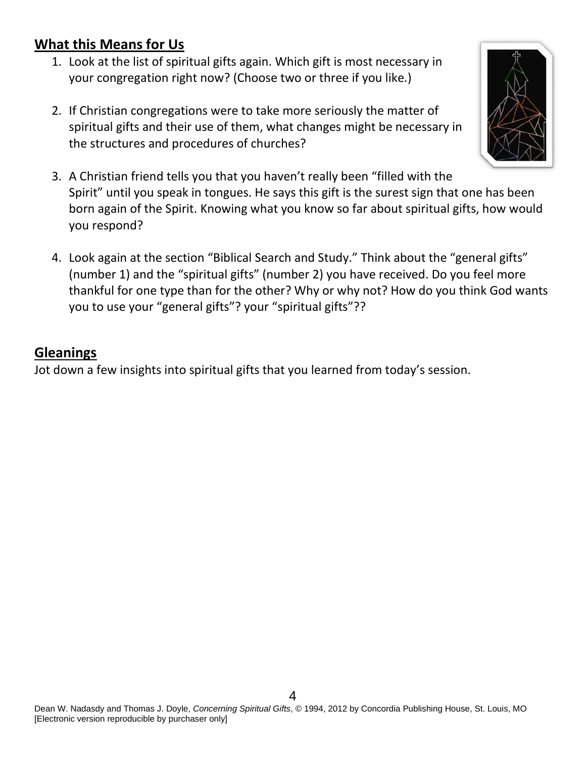## What this Means for Us

1. Look at the list of spiritual gifts again. Which gift is most necessary in your congregation right now? (Choose two or three if you like.)

2. If Christian congregations were to take more seriously the matter of spiritual gifts and their use of them, what changes might be necessary in the structures and procedures of churches?

3. A Christian friend tells you that you haven't really been "filled with the Spirit" until you speak in tongues. He says this gift is the surest sign that one has been born again of the Spirit. Knowing what you know so far about spiritual gifts, how would you respond?

4. Look again at the section "Biblical Search and Study." Think about the "general gifts" (number 1) and the "spiritual gifts" (number 2) you have received. Do you feel more thankful for one type than for the other? Why or why not? How do you think God wants you to use your "general gifts"? your "spiritual gifts"??

## Gleanings

Jot down a few insights into spiritual gifts that you learned from today's session.